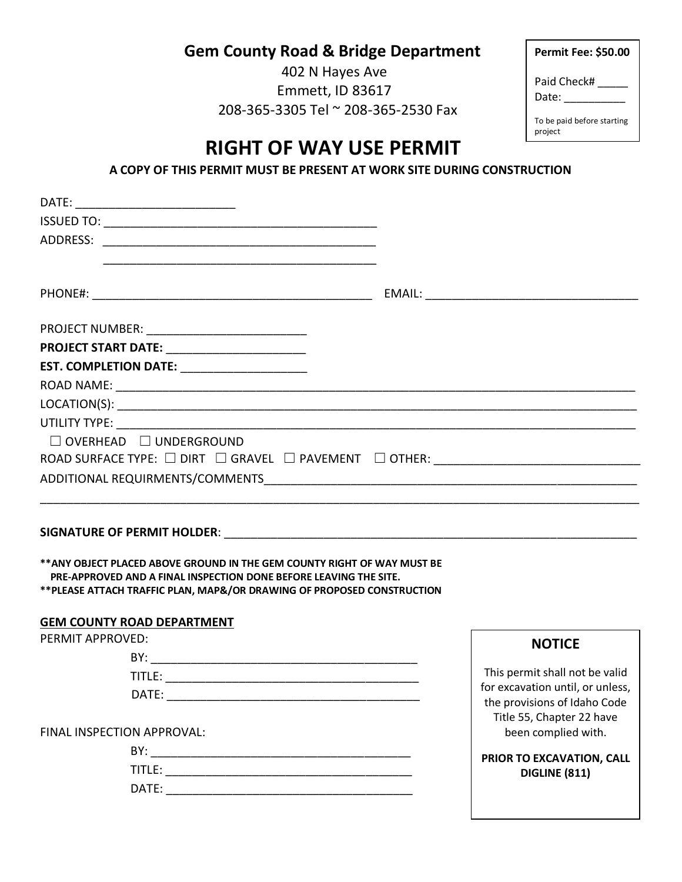# Gem County Road & Bridge Department

402 N Hayes Ave
Emmett, ID 83617
208-365-3305 Tel ~ 208-365-2530 Fax

**Permit Fee: $50.00**

Paid Check# _____
Date: __________

To be paid before starting project

# RIGHT OF WAY USE PERMIT

**A COPY OF THIS PERMIT MUST BE PRESENT AT WORK SITE DURING CONSTRUCTION**

DATE: ________________________

ISSUED TO: __________________________________________

ADDRESS: __________________________________________

__________________________________________

PHONE#: __________________________________________ EMAIL: ________________________________

PROJECT NUMBER: ________________________

**PROJECT START DATE:** ____________________

**EST. COMPLETION DATE:** ___________________

ROAD NAME: ________________________________________________________________________________

LOCATION(S): ______________________________________________________________________________

UTILITY TYPE: ______________________________________________________________________________

☐ OVERHEAD ☐ UNDERGROUND

ROAD SURFACE TYPE: ☐ DIRT ☐ GRAVEL ☐ PAVEMENT ☐ OTHER: _______________________________

ADDITIONAL REQUIRMENTS/COMMENTS__________________________________________________________

___________________________________________________________________________________________

**SIGNATURE OF PERMIT HOLDER**: _________________________________________________________________

**\*\*ANY OBJECT PLACED ABOVE GROUND IN THE GEM COUNTY RIGHT OF WAY MUST BE PRE-APPROVED AND A FINAL INSPECTION DONE BEFORE LEAVING THE SITE.**
**\*\*PLEASE ATTACH TRAFFIC PLAN, MAP&/OR DRAWING OF PROPOSED CONSTRUCTION**

**GEM COUNTY ROAD DEPARTMENT**

PERMIT APPROVED:

BY: ________________________________________

TITLE: ________________________________________

DATE: ________________________________________

FINAL INSPECTION APPROVAL:

BY: ________________________________________

TITLE: ________________________________________

DATE: ________________________________________

**NOTICE**

This permit shall not be valid for excavation until, or unless, the provisions of Idaho Code Title 55, Chapter 22 have been complied with.

**PRIOR TO EXCAVATION, CALL DIGLINE (811)**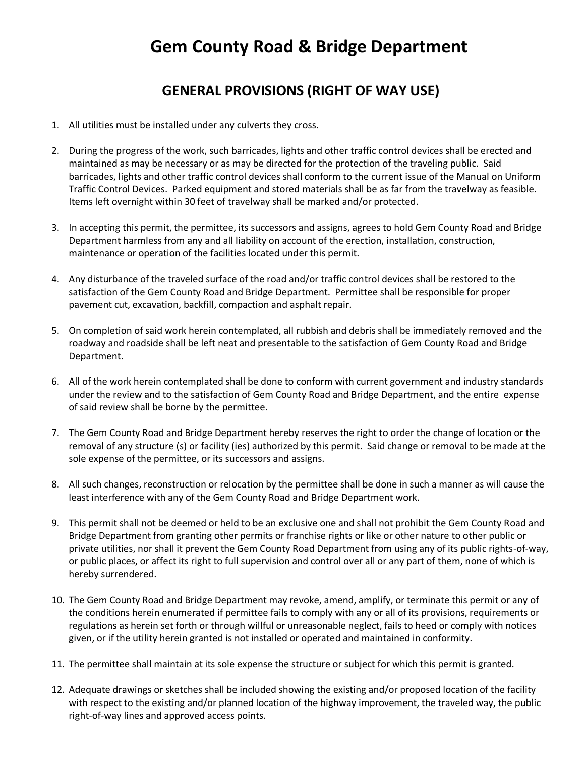# Gem County Road & Bridge Department

## GENERAL PROVISIONS (RIGHT OF WAY USE)

1. All utilities must be installed under any culverts they cross.

2. During the progress of the work, such barricades, lights and other traffic control devices shall be erected and maintained as may be necessary or as may be directed for the protection of the traveling public. Said barricades, lights and other traffic control devices shall conform to the current issue of the Manual on Uniform Traffic Control Devices. Parked equipment and stored materials shall be as far from the travelway as feasible. Items left overnight within 30 feet of travelway shall be marked and/or protected.

3. In accepting this permit, the permittee, its successors and assigns, agrees to hold Gem County Road and Bridge Department harmless from any and all liability on account of the erection, installation, construction, maintenance or operation of the facilities located under this permit.

4. Any disturbance of the traveled surface of the road and/or traffic control devices shall be restored to the satisfaction of the Gem County Road and Bridge Department. Permittee shall be responsible for proper pavement cut, excavation, backfill, compaction and asphalt repair.

5. On completion of said work herein contemplated, all rubbish and debris shall be immediately removed and the roadway and roadside shall be left neat and presentable to the satisfaction of Gem County Road and Bridge Department.

6. All of the work herein contemplated shall be done to conform with current government and industry standards under the review and to the satisfaction of Gem County Road and Bridge Department, and the entire expense of said review shall be borne by the permittee.

7. The Gem County Road and Bridge Department hereby reserves the right to order the change of location or the removal of any structure (s) or facility (ies) authorized by this permit. Said change or removal to be made at the sole expense of the permittee, or its successors and assigns.

8. All such changes, reconstruction or relocation by the permittee shall be done in such a manner as will cause the least interference with any of the Gem County Road and Bridge Department work.

9. This permit shall not be deemed or held to be an exclusive one and shall not prohibit the Gem County Road and Bridge Department from granting other permits or franchise rights or like or other nature to other public or private utilities, nor shall it prevent the Gem County Road Department from using any of its public rights-of-way, or public places, or affect its right to full supervision and control over all or any part of them, none of which is hereby surrendered.

10. The Gem County Road and Bridge Department may revoke, amend, amplify, or terminate this permit or any of the conditions herein enumerated if permittee fails to comply with any or all of its provisions, requirements or regulations as herein set forth or through willful or unreasonable neglect, fails to heed or comply with notices given, or if the utility herein granted is not installed or operated and maintained in conformity.

11. The permittee shall maintain at its sole expense the structure or subject for which this permit is granted.

12. Adequate drawings or sketches shall be included showing the existing and/or proposed location of the facility with respect to the existing and/or planned location of the highway improvement, the traveled way, the public right-of-way lines and approved access points.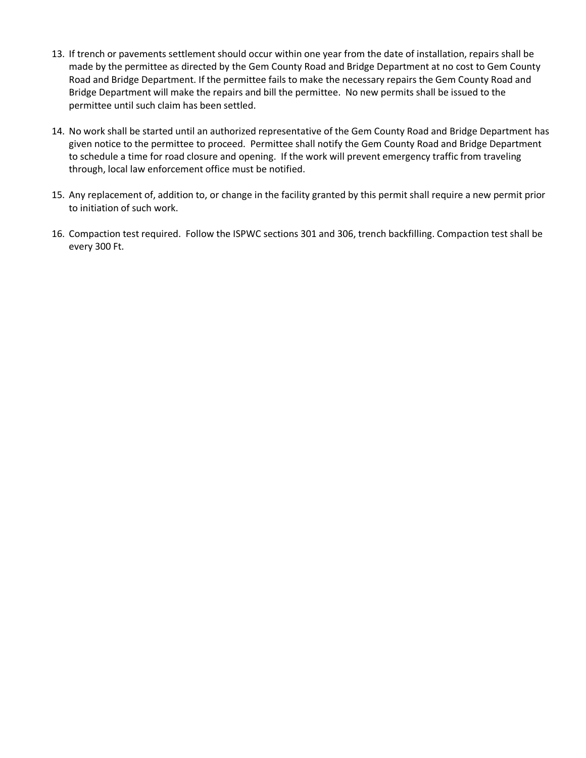13. If trench or pavements settlement should occur within one year from the date of installation, repairs shall be made by the permittee as directed by the Gem County Road and Bridge Department at no cost to Gem County Road and Bridge Department. If the permittee fails to make the necessary repairs the Gem County Road and Bridge Department will make the repairs and bill the permittee. No new permits shall be issued to the permittee until such claim has been settled.

14. No work shall be started until an authorized representative of the Gem County Road and Bridge Department has given notice to the permittee to proceed. Permittee shall notify the Gem County Road and Bridge Department to schedule a time for road closure and opening. If the work will prevent emergency traffic from traveling through, local law enforcement office must be notified.

15. Any replacement of, addition to, or change in the facility granted by this permit shall require a new permit prior to initiation of such work.

16. Compaction test required. Follow the ISPWC sections 301 and 306, trench backfilling. Compaction test shall be every 300 Ft.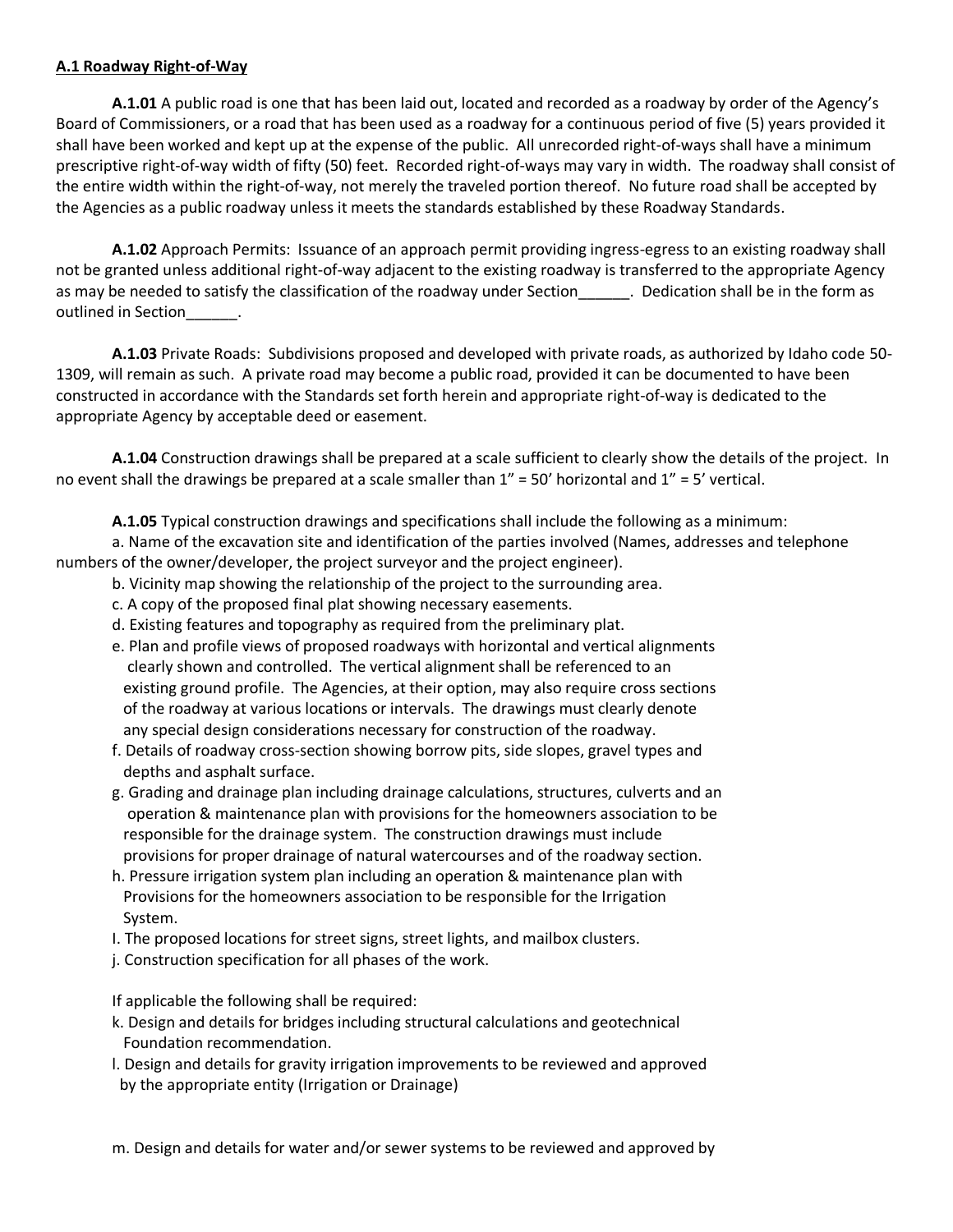**A.1 Roadway Right-of-Way**

**A.1.01** A public road is one that has been laid out, located and recorded as a roadway by order of the Agency's Board of Commissioners, or a road that has been used as a roadway for a continuous period of five (5) years provided it shall have been worked and kept up at the expense of the public. All unrecorded right-of-ways shall have a minimum prescriptive right-of-way width of fifty (50) feet. Recorded right-of-ways may vary in width. The roadway shall consist of the entire width within the right-of-way, not merely the traveled portion thereof. No future road shall be accepted by the Agencies as a public roadway unless it meets the standards established by these Roadway Standards.

**A.1.02** Approach Permits: Issuance of an approach permit providing ingress-egress to an existing roadway shall not be granted unless additional right-of-way adjacent to the existing roadway is transferred to the appropriate Agency as may be needed to satisfy the classification of the roadway under Section______. Dedication shall be in the form as outlined in Section______.

**A.1.03** Private Roads: Subdivisions proposed and developed with private roads, as authorized by Idaho code 50-1309, will remain as such. A private road may become a public road, provided it can be documented to have been constructed in accordance with the Standards set forth herein and appropriate right-of-way is dedicated to the appropriate Agency by acceptable deed or easement.

**A.1.04** Construction drawings shall be prepared at a scale sufficient to clearly show the details of the project. In no event shall the drawings be prepared at a scale smaller than 1" = 50' horizontal and 1" = 5' vertical.

**A.1.05** Typical construction drawings and specifications shall include the following as a minimum:

a. Name of the excavation site and identification of the parties involved (Names, addresses and telephone numbers of the owner/developer, the project surveyor and the project engineer).
b. Vicinity map showing the relationship of the project to the surrounding area.
c. A copy of the proposed final plat showing necessary easements.
d. Existing features and topography as required from the preliminary plat.
e. Plan and profile views of proposed roadways with horizontal and vertical alignments clearly shown and controlled. The vertical alignment shall be referenced to an existing ground profile. The Agencies, at their option, may also require cross sections of the roadway at various locations or intervals. The drawings must clearly denote any special design considerations necessary for construction of the roadway.
f. Details of roadway cross-section showing borrow pits, side slopes, gravel types and depths and asphalt surface.
g. Grading and drainage plan including drainage calculations, structures, culverts and an operation & maintenance plan with provisions for the homeowners association to be responsible for the drainage system. The construction drawings must include provisions for proper drainage of natural watercourses and of the roadway section.
h. Pressure irrigation system plan including an operation & maintenance plan with Provisions for the homeowners association to be responsible for the Irrigation System.
I. The proposed locations for street signs, street lights, and mailbox clusters.
j. Construction specification for all phases of the work.

If applicable the following shall be required:

k. Design and details for bridges including structural calculations and geotechnical Foundation recommendation.
l. Design and details for gravity irrigation improvements to be reviewed and approved by the appropriate entity (Irrigation or Drainage)

m. Design and details for water and/or sewer systems to be reviewed and approved by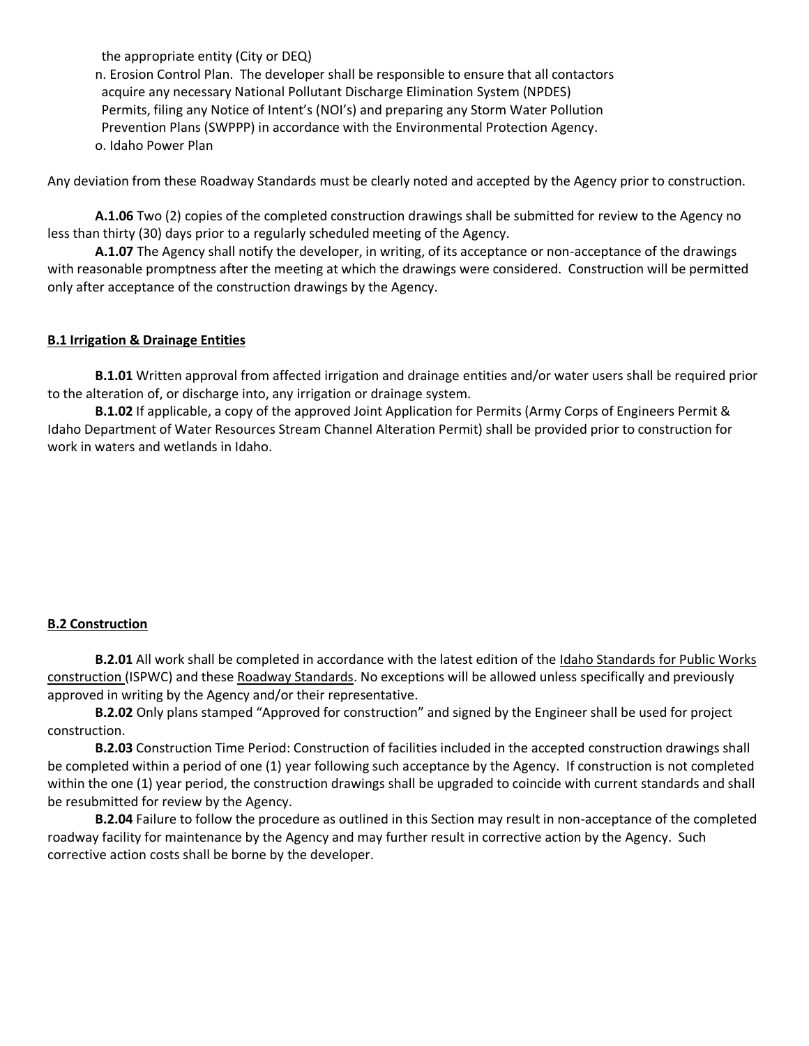the appropriate entity (City or DEQ)

n. Erosion Control Plan. The developer shall be responsible to ensure that all contactors acquire any necessary National Pollutant Discharge Elimination System (NPDES) Permits, filing any Notice of Intent's (NOI's) and preparing any Storm Water Pollution Prevention Plans (SWPPP) in accordance with the Environmental Protection Agency.

o. Idaho Power Plan

Any deviation from these Roadway Standards must be clearly noted and accepted by the Agency prior to construction.

**A.1.06** Two (2) copies of the completed construction drawings shall be submitted for review to the Agency no less than thirty (30) days prior to a regularly scheduled meeting of the Agency.

**A.1.07** The Agency shall notify the developer, in writing, of its acceptance or non-acceptance of the drawings with reasonable promptness after the meeting at which the drawings were considered. Construction will be permitted only after acceptance of the construction drawings by the Agency.

**B.1 Irrigation & Drainage Entities**

**B.1.01** Written approval from affected irrigation and drainage entities and/or water users shall be required prior to the alteration of, or discharge into, any irrigation or drainage system.

**B.1.02** If applicable, a copy of the approved Joint Application for Permits (Army Corps of Engineers Permit & Idaho Department of Water Resources Stream Channel Alteration Permit) shall be provided prior to construction for work in waters and wetlands in Idaho.

**B.2 Construction**

**B.2.01** All work shall be completed in accordance with the latest edition of the Idaho Standards for Public Works construction (ISPWC) and these Roadway Standards. No exceptions will be allowed unless specifically and previously approved in writing by the Agency and/or their representative.

**B.2.02** Only plans stamped "Approved for construction" and signed by the Engineer shall be used for project construction.

**B.2.03** Construction Time Period: Construction of facilities included in the accepted construction drawings shall be completed within a period of one (1) year following such acceptance by the Agency. If construction is not completed within the one (1) year period, the construction drawings shall be upgraded to coincide with current standards and shall be resubmitted for review by the Agency.

**B.2.04** Failure to follow the procedure as outlined in this Section may result in non-acceptance of the completed roadway facility for maintenance by the Agency and may further result in corrective action by the Agency. Such corrective action costs shall be borne by the developer.